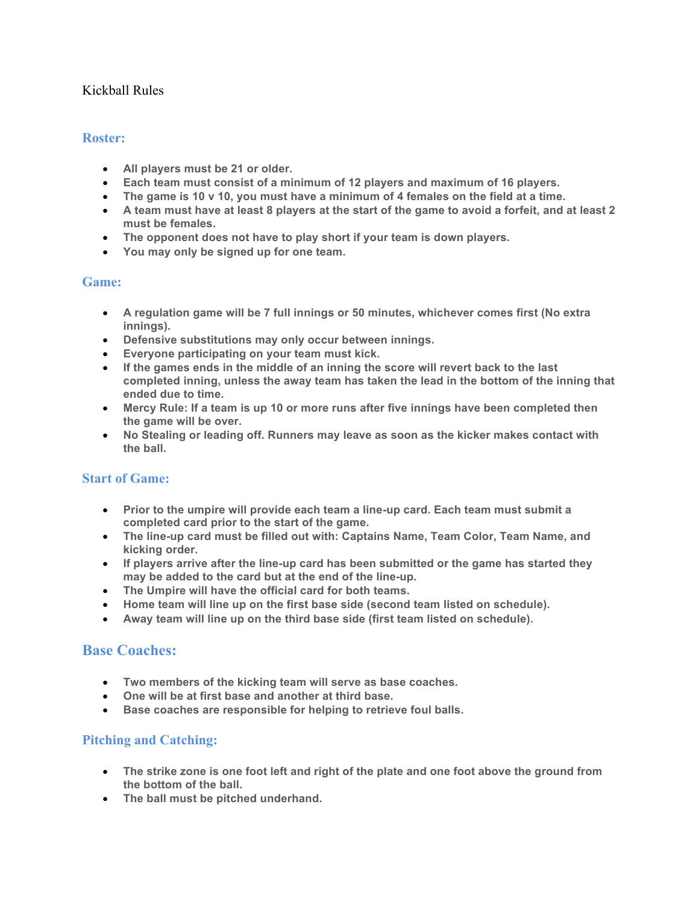# Kickball Rules

## Roster:

- **All players must be 21 or older.**
- **Each team must consist of a minimum of 12 players and maximum of 16 players.**
- **The game is 10 v 10, you must have a minimum of 4 females on the field at a time.**
- **A team must have at least 8 players at the start of the game to avoid a forfeit, and at least 2 must be females.**
- **The opponent does not have to play short if your team is down players.**
- **You may only be signed up for one team.**

## Game:

- **A regulation game will be 7 full innings or 50 minutes, whichever comes first (No extra innings).**
- **Defensive substitutions may only occur between innings.**
- **Everyone participating on your team must kick.**
- **If the games ends in the middle of an inning the score will revert back to the last completed inning, unless the away team has taken the lead in the bottom of the inning that ended due to time.**
- **Mercy Rule: If a team is up 10 or more runs after five innings have been completed then the game will be over.**
- **No Stealing or leading off. Runners may leave as soon as the kicker makes contact with the ball.**

## Start of Game:

- **Prior to the umpire will provide each team a line-up card. Each team must submit a completed card prior to the start of the game.**
- **The line-up card must be filled out with: Captains Name, Team Color, Team Name, and kicking order.**
- **If players arrive after the line-up card has been submitted or the game has started they may be added to the card but at the end of the line-up.**
- **The Umpire will have the official card for both teams.**
- **Home team will line up on the first base side (second team listed on schedule).**
- **Away team will line up on the third base side (first team listed on schedule).**

## Base Coaches:

- **Two members of the kicking team will serve as base coaches.**
- **One will be at first base and another at third base.**
- **Base coaches are responsible for helping to retrieve foul balls.**

## Pitching and Catching:

- **The strike zone is one foot left and right of the plate and one foot above the ground from the bottom of the ball.**
- **The ball must be pitched underhand.**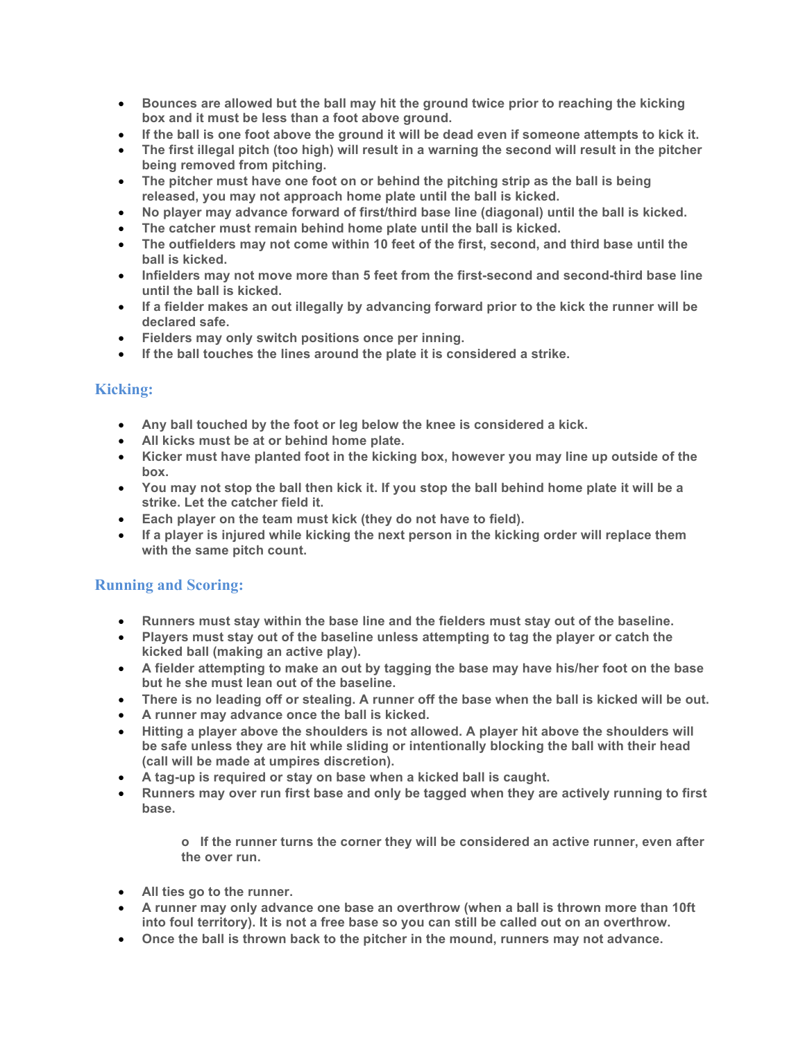- **Bounces are allowed but the ball may hit the ground twice prior to reaching the kicking box and it must be less than a foot above ground.**
- **If the ball is one foot above the ground it will be dead even if someone attempts to kick it.**
- **The first illegal pitch (too high) will result in a warning the second will result in the pitcher being removed from pitching.**
- **The pitcher must have one foot on or behind the pitching strip as the ball is being released, you may not approach home plate until the ball is kicked.**
- **No player may advance forward of first/third base line (diagonal) until the ball is kicked.**
- **The catcher must remain behind home plate until the ball is kicked.**
- **The outfielders may not come within 10 feet of the first, second, and third base until the ball is kicked.**
- **Infielders may not move more than 5 feet from the first-second and second-third base line until the ball is kicked.**
- **If a fielder makes an out illegally by advancing forward prior to the kick the runner will be declared safe.**
- **Fielders may only switch positions once per inning.**
- **If the ball touches the lines around the plate it is considered a strike.**

## Kicking:

- **Any ball touched by the foot or leg below the knee is considered a kick.**
- **All kicks must be at or behind home plate.**
- **Kicker must have planted foot in the kicking box, however you may line up outside of the box.**
- **You may not stop the ball then kick it. If you stop the ball behind home plate it will be a strike. Let the catcher field it.**
- **Each player on the team must kick (they do not have to field).**
- **If a player is injured while kicking the next person in the kicking order will replace them with the same pitch count.**

## Running and Scoring:

- **Runners must stay within the base line and the fielders must stay out of the baseline.**
- **Players must stay out of the baseline unless attempting to tag the player or catch the kicked ball (making an active play).**
- **A fielder attempting to make an out by tagging the base may have his/her foot on the base but he she must lean out of the baseline.**
- **There is no leading off or stealing. A runner off the base when the ball is kicked will be out.**
- **A runner may advance once the ball is kicked.**
- **Hitting a player above the shoulders is not allowed. A player hit above the shoulders will be safe unless they are hit while sliding or intentionally blocking the ball with their head (call will be made at umpires discretion).**
- **A tag-up is required or stay on base when a kicked ball is caught.**
- **Runners may over run first base and only be tagged when they are actively running to first base.**
    - **If the runner turns the corner they will be considered an active runner, even after the over run.**
- **All ties go to the runner.**
- **A runner may only advance one base an overthrow (when a ball is thrown more than 10ft into foul territory). It is not a free base so you can still be called out on an overthrow.**
- **Once the ball is thrown back to the pitcher in the mound, runners may not advance.**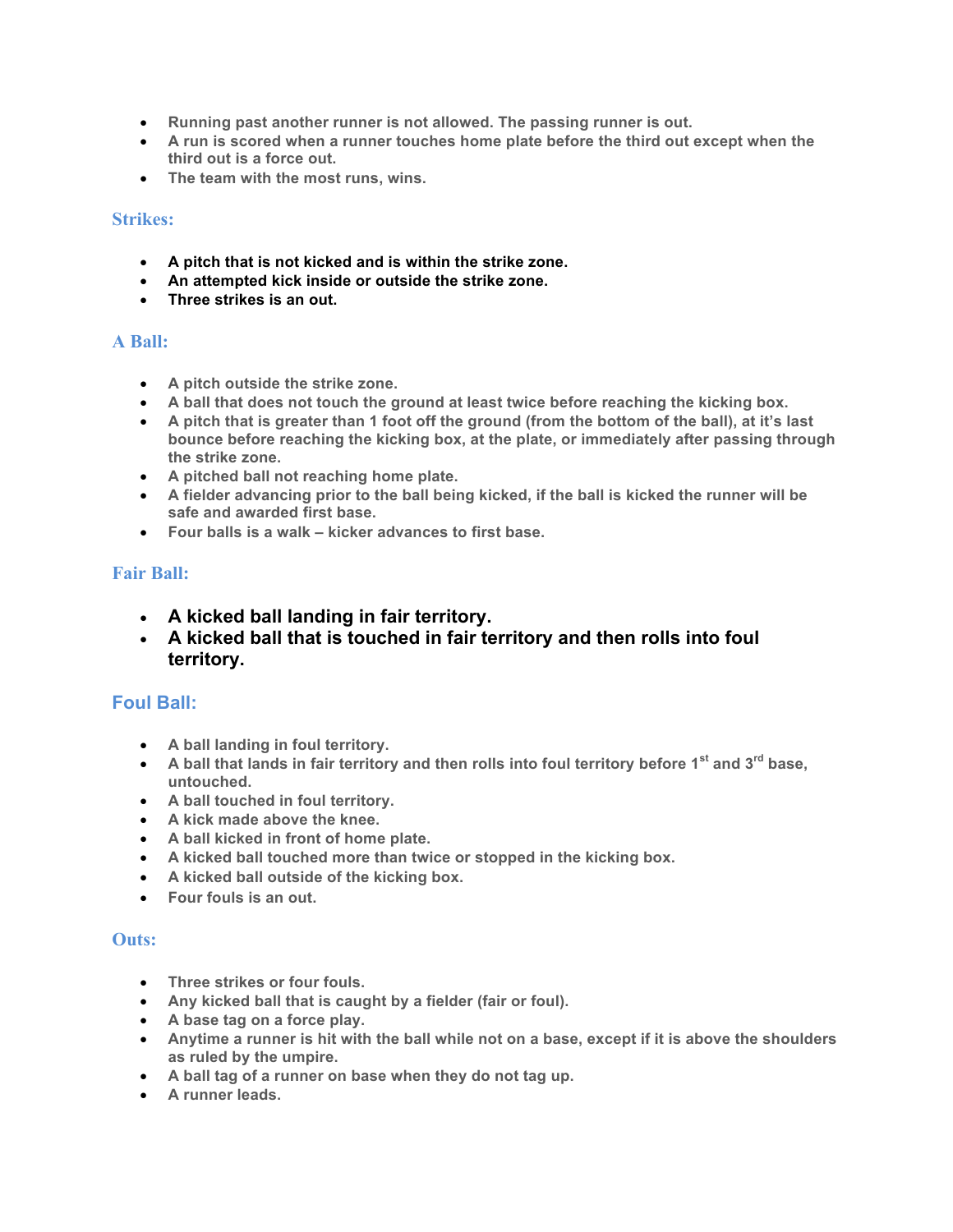- Running past another runner is not allowed. The passing runner is out.
- A run is scored when a runner touches home plate before the third out except when the third out is a force out.
- The team with the most runs, wins.

## Strikes:

- **A pitch that is not kicked and is within the strike zone.**
- **An attempted kick inside or outside the strike zone.**
- **Three strikes is an out.**

## A Ball:

- A pitch outside the strike zone.
- A ball that does not touch the ground at least twice before reaching the kicking box.
- A pitch that is greater than 1 foot off the ground (from the bottom of the ball), at it's last bounce before reaching the kicking box, at the plate, or immediately after passing through the strike zone.
- A pitched ball not reaching home plate.
- A fielder advancing prior to the ball being kicked, if the ball is kicked the runner will be safe and awarded first base.
- Four balls is a walk – kicker advances to first base.

## Fair Ball:

- **A kicked ball landing in fair territory.**
- **A kicked ball that is touched in fair territory and then rolls into foul territory.**

## Foul Ball:

- A ball landing in foul territory.
- A ball that lands in fair territory and then rolls into foul territory before 1st and 3rd base, untouched.
- A ball touched in foul territory.
- A kick made above the knee.
- A ball kicked in front of home plate.
- A kicked ball touched more than twice or stopped in the kicking box.
- A kicked ball outside of the kicking box.
- Four fouls is an out.

## Outs:

- Three strikes or four fouls.
- Any kicked ball that is caught by a fielder (fair or foul).
- A base tag on a force play.
- Anytime a runner is hit with the ball while not on a base, except if it is above the shoulders as ruled by the umpire.
- A ball tag of a runner on base when they do not tag up.
- A runner leads.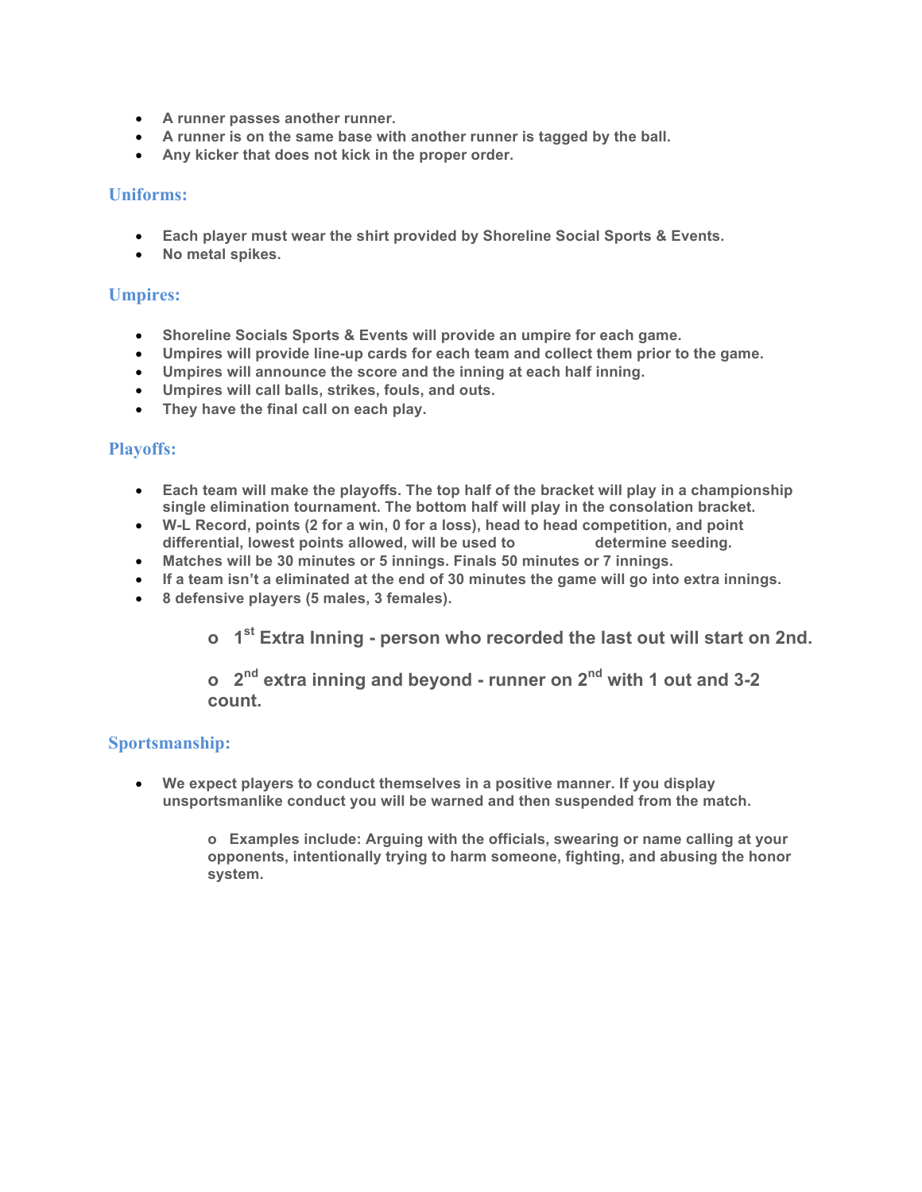- **A runner passes another runner.**
- **A runner is on the same base with another runner is tagged by the ball.**
- **Any kicker that does not kick in the proper order.**

## Uniforms:

- **Each player must wear the shirt provided by Shoreline Social Sports & Events.**
- **No metal spikes.**

## Umpires:

- **Shoreline Socials Sports & Events will provide an umpire for each game.**
- **Umpires will provide line-up cards for each team and collect them prior to the game.**
- **Umpires will announce the score and the inning at each half inning.**
- **Umpires will call balls, strikes, fouls, and outs.**
- **They have the final call on each play.**

## Playoffs:

- **Each team will make the playoffs. The top half of the bracket will play in a championship single elimination tournament. The bottom half will play in the consolation bracket.**
- **W-L Record, points (2 for a win, 0 for a loss), head to head competition, and point differential, lowest points allowed, will be used to determine seeding.**
- **Matches will be 30 minutes or 5 innings. Finals 50 minutes or 7 innings.**
- **If a team isn't a eliminated at the end of 30 minutes the game will go into extra innings.**
- **8 defensive players (5 males, 3 females).**
  - **1st Extra Inning - person who recorded the last out will start on 2nd.**
  - **2nd extra inning and beyond - runner on 2nd with 1 out and 3-2 count.**

## Sportsmanship:

- **We expect players to conduct themselves in a positive manner. If you display unsportsmanlike conduct you will be warned and then suspended from the match.**
  - **Examples include: Arguing with the officials, swearing or name calling at your opponents, intentionally trying to harm someone, fighting, and abusing the honor system.**